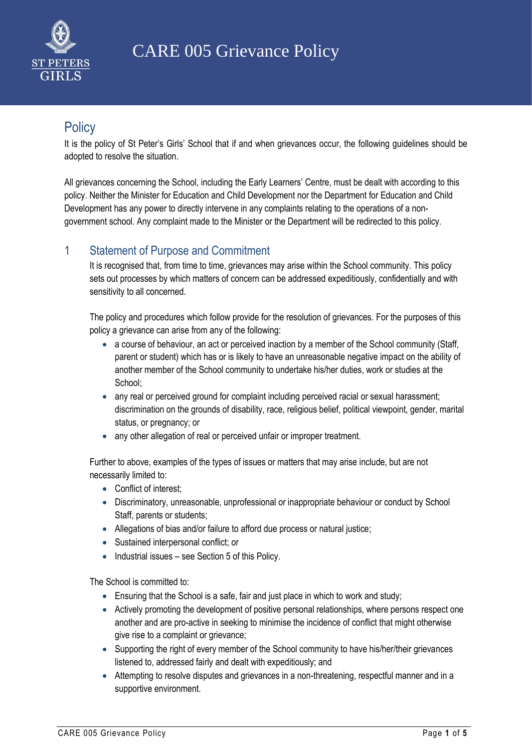# CARE 005 Grievance Policy

## Policy

It is the policy of St Peter's Girls' School that if and when grievances occur, the following guidelines should be adopted to resolve the situation.

All grievances concerning the School, including the Early Learners' Centre, must be dealt with according to this policy. Neither the Minister for Education and Child Development nor the Department for Education and Child Development has any power to directly intervene in any complaints relating to the operations of a non-government school. Any complaint made to the Minister or the Department will be redirected to this policy.

## 1 Statement of Purpose and Commitment

It is recognised that, from time to time, grievances may arise within the School community. This policy sets out processes by which matters of concern can be addressed expeditiously, confidentially and with sensitivity to all concerned.

The policy and procedures which follow provide for the resolution of grievances. For the purposes of this policy a grievance can arise from any of the following:

- a course of behaviour, an act or perceived inaction by a member of the School community (Staff, parent or student) which has or is likely to have an unreasonable negative impact on the ability of another member of the School community to undertake his/her duties, work or studies at the School;
- any real or perceived ground for complaint including perceived racial or sexual harassment; discrimination on the grounds of disability, race, religious belief, political viewpoint, gender, marital status, or pregnancy; or
- any other allegation of real or perceived unfair or improper treatment.

Further to above, examples of the types of issues or matters that may arise include, but are not necessarily limited to:

- Conflict of interest;
- Discriminatory, unreasonable, unprofessional or inappropriate behaviour or conduct by School Staff, parents or students;
- Allegations of bias and/or failure to afford due process or natural justice;
- Sustained interpersonal conflict; or
- Industrial issues – see Section 5 of this Policy.

The School is committed to:

- Ensuring that the School is a safe, fair and just place in which to work and study;
- Actively promoting the development of positive personal relationships, where persons respect one another and are pro-active in seeking to minimise the incidence of conflict that might otherwise give rise to a complaint or grievance;
- Supporting the right of every member of the School community to have his/her/their grievances listened to, addressed fairly and dealt with expeditiously; and
- Attempting to resolve disputes and grievances in a non-threatening, respectful manner and in a supportive environment.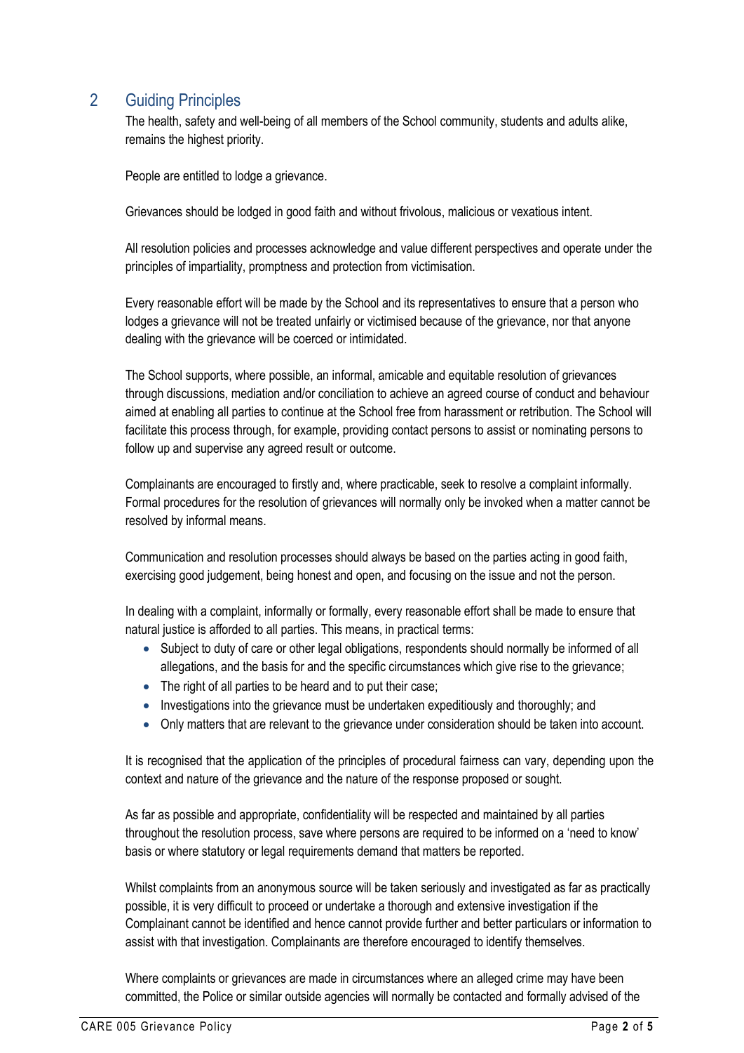## 2 Guiding Principles

The health, safety and well-being of all members of the School community, students and adults alike, remains the highest priority.

People are entitled to lodge a grievance.

Grievances should be lodged in good faith and without frivolous, malicious or vexatious intent.

All resolution policies and processes acknowledge and value different perspectives and operate under the principles of impartiality, promptness and protection from victimisation.

Every reasonable effort will be made by the School and its representatives to ensure that a person who lodges a grievance will not be treated unfairly or victimised because of the grievance, nor that anyone dealing with the grievance will be coerced or intimidated.

The School supports, where possible, an informal, amicable and equitable resolution of grievances through discussions, mediation and/or conciliation to achieve an agreed course of conduct and behaviour aimed at enabling all parties to continue at the School free from harassment or retribution. The School will facilitate this process through, for example, providing contact persons to assist or nominating persons to follow up and supervise any agreed result or outcome.

Complainants are encouraged to firstly and, where practicable, seek to resolve a complaint informally. Formal procedures for the resolution of grievances will normally only be invoked when a matter cannot be resolved by informal means.

Communication and resolution processes should always be based on the parties acting in good faith, exercising good judgement, being honest and open, and focusing on the issue and not the person.

In dealing with a complaint, informally or formally, every reasonable effort shall be made to ensure that natural justice is afforded to all parties. This means, in practical terms:

- Subject to duty of care or other legal obligations, respondents should normally be informed of all allegations, and the basis for and the specific circumstances which give rise to the grievance;
- The right of all parties to be heard and to put their case;
- Investigations into the grievance must be undertaken expeditiously and thoroughly; and
- Only matters that are relevant to the grievance under consideration should be taken into account.

It is recognised that the application of the principles of procedural fairness can vary, depending upon the context and nature of the grievance and the nature of the response proposed or sought.

As far as possible and appropriate, confidentiality will be respected and maintained by all parties throughout the resolution process, save where persons are required to be informed on a 'need to know' basis or where statutory or legal requirements demand that matters be reported.

Whilst complaints from an anonymous source will be taken seriously and investigated as far as practically possible, it is very difficult to proceed or undertake a thorough and extensive investigation if the Complainant cannot be identified and hence cannot provide further and better particulars or information to assist with that investigation. Complainants are therefore encouraged to identify themselves.

Where complaints or grievances are made in circumstances where an alleged crime may have been committed, the Police or similar outside agencies will normally be contacted and formally advised of the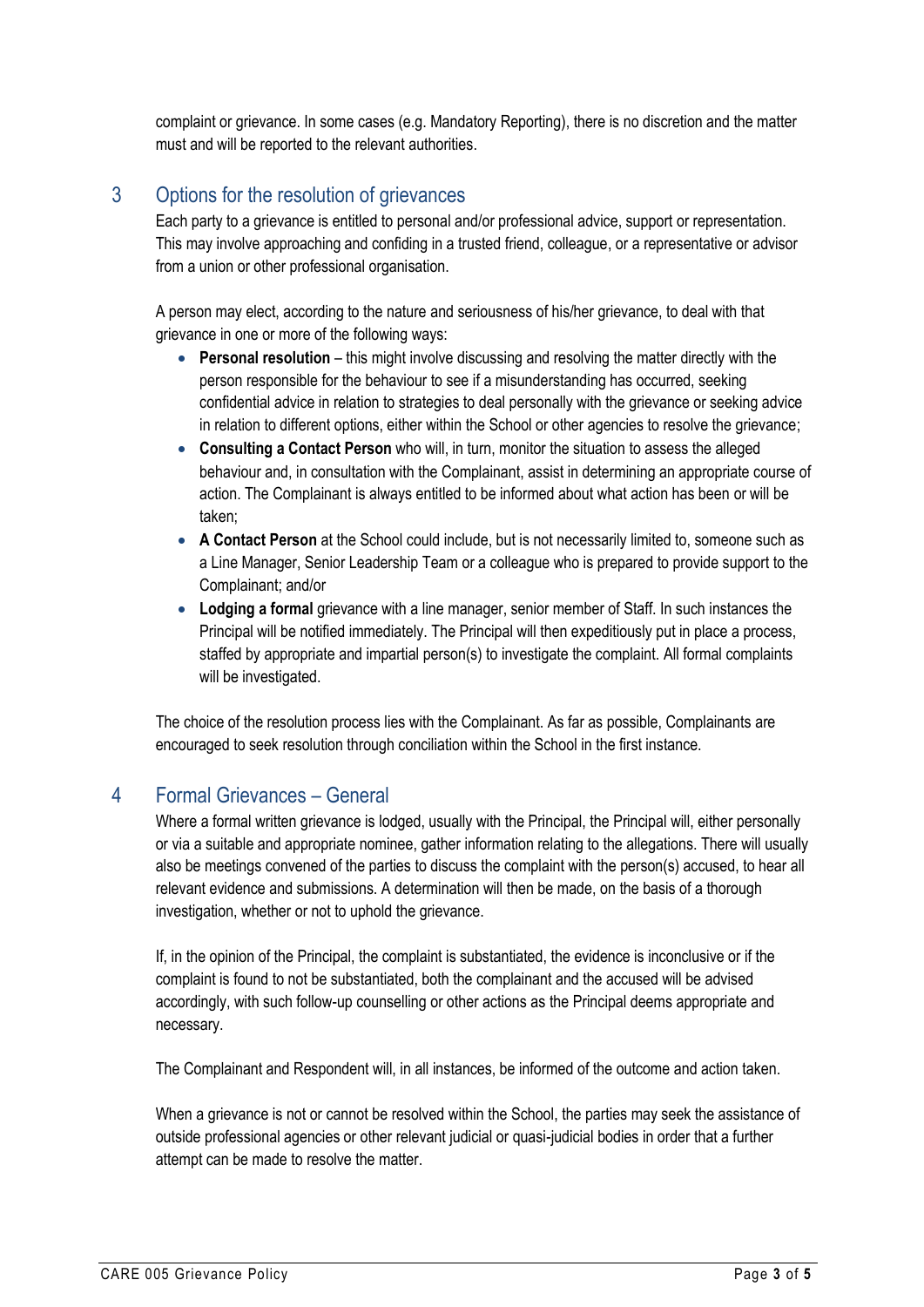complaint or grievance. In some cases (e.g. Mandatory Reporting), there is no discretion and the matter must and will be reported to the relevant authorities.

## 3 Options for the resolution of grievances

Each party to a grievance is entitled to personal and/or professional advice, support or representation. This may involve approaching and confiding in a trusted friend, colleague, or a representative or advisor from a union or other professional organisation.

A person may elect, according to the nature and seriousness of his/her grievance, to deal with that grievance in one or more of the following ways:

- **Personal resolution** – this might involve discussing and resolving the matter directly with the person responsible for the behaviour to see if a misunderstanding has occurred, seeking confidential advice in relation to strategies to deal personally with the grievance or seeking advice in relation to different options, either within the School or other agencies to resolve the grievance;
- **Consulting a Contact Person** who will, in turn, monitor the situation to assess the alleged behaviour and, in consultation with the Complainant, assist in determining an appropriate course of action. The Complainant is always entitled to be informed about what action has been or will be taken;
- **A Contact Person** at the School could include, but is not necessarily limited to, someone such as a Line Manager, Senior Leadership Team or a colleague who is prepared to provide support to the Complainant; and/or
- **Lodging a formal** grievance with a line manager, senior member of Staff. In such instances the Principal will be notified immediately. The Principal will then expeditiously put in place a process, staffed by appropriate and impartial person(s) to investigate the complaint. All formal complaints will be investigated.

The choice of the resolution process lies with the Complainant. As far as possible, Complainants are encouraged to seek resolution through conciliation within the School in the first instance.

## 4 Formal Grievances – General

Where a formal written grievance is lodged, usually with the Principal, the Principal will, either personally or via a suitable and appropriate nominee, gather information relating to the allegations. There will usually also be meetings convened of the parties to discuss the complaint with the person(s) accused, to hear all relevant evidence and submissions. A determination will then be made, on the basis of a thorough investigation, whether or not to uphold the grievance.

If, in the opinion of the Principal, the complaint is substantiated, the evidence is inconclusive or if the complaint is found to not be substantiated, both the complainant and the accused will be advised accordingly, with such follow-up counselling or other actions as the Principal deems appropriate and necessary.

The Complainant and Respondent will, in all instances, be informed of the outcome and action taken.

When a grievance is not or cannot be resolved within the School, the parties may seek the assistance of outside professional agencies or other relevant judicial or quasi-judicial bodies in order that a further attempt can be made to resolve the matter.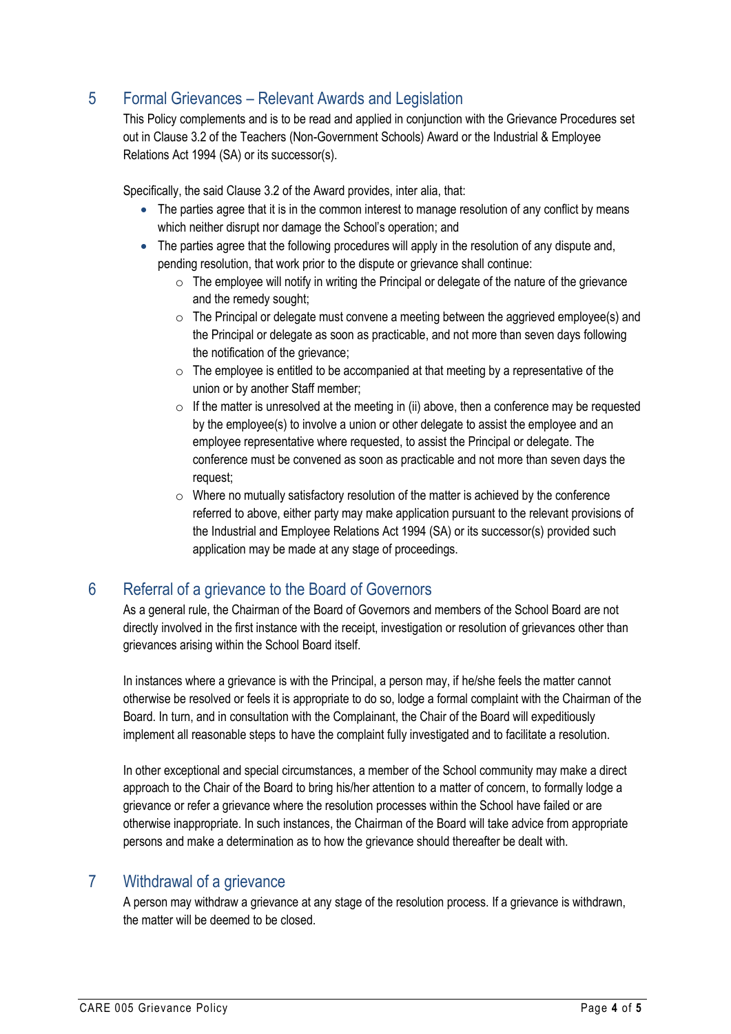## 5 Formal Grievances – Relevant Awards and Legislation

This Policy complements and is to be read and applied in conjunction with the Grievance Procedures set out in Clause 3.2 of the Teachers (Non-Government Schools) Award or the Industrial & Employee Relations Act 1994 (SA) or its successor(s).

Specifically, the said Clause 3.2 of the Award provides, inter alia, that:

- The parties agree that it is in the common interest to manage resolution of any conflict by means which neither disrupt nor damage the School's operation; and
- The parties agree that the following procedures will apply in the resolution of any dispute and, pending resolution, that work prior to the dispute or grievance shall continue:
  - The employee will notify in writing the Principal or delegate of the nature of the grievance and the remedy sought;
  - The Principal or delegate must convene a meeting between the aggrieved employee(s) and the Principal or delegate as soon as practicable, and not more than seven days following the notification of the grievance;
  - The employee is entitled to be accompanied at that meeting by a representative of the union or by another Staff member;
  - If the matter is unresolved at the meeting in (ii) above, then a conference may be requested by the employee(s) to involve a union or other delegate to assist the employee and an employee representative where requested, to assist the Principal or delegate. The conference must be convened as soon as practicable and not more than seven days the request;
  - Where no mutually satisfactory resolution of the matter is achieved by the conference referred to above, either party may make application pursuant to the relevant provisions of the Industrial and Employee Relations Act 1994 (SA) or its successor(s) provided such application may be made at any stage of proceedings.

## 6 Referral of a grievance to the Board of Governors

As a general rule, the Chairman of the Board of Governors and members of the School Board are not directly involved in the first instance with the receipt, investigation or resolution of grievances other than grievances arising within the School Board itself.

In instances where a grievance is with the Principal, a person may, if he/she feels the matter cannot otherwise be resolved or feels it is appropriate to do so, lodge a formal complaint with the Chairman of the Board. In turn, and in consultation with the Complainant, the Chair of the Board will expeditiously implement all reasonable steps to have the complaint fully investigated and to facilitate a resolution.

In other exceptional and special circumstances, a member of the School community may make a direct approach to the Chair of the Board to bring his/her attention to a matter of concern, to formally lodge a grievance or refer a grievance where the resolution processes within the School have failed or are otherwise inappropriate. In such instances, the Chairman of the Board will take advice from appropriate persons and make a determination as to how the grievance should thereafter be dealt with.

## 7 Withdrawal of a grievance

A person may withdraw a grievance at any stage of the resolution process. If a grievance is withdrawn, the matter will be deemed to be closed.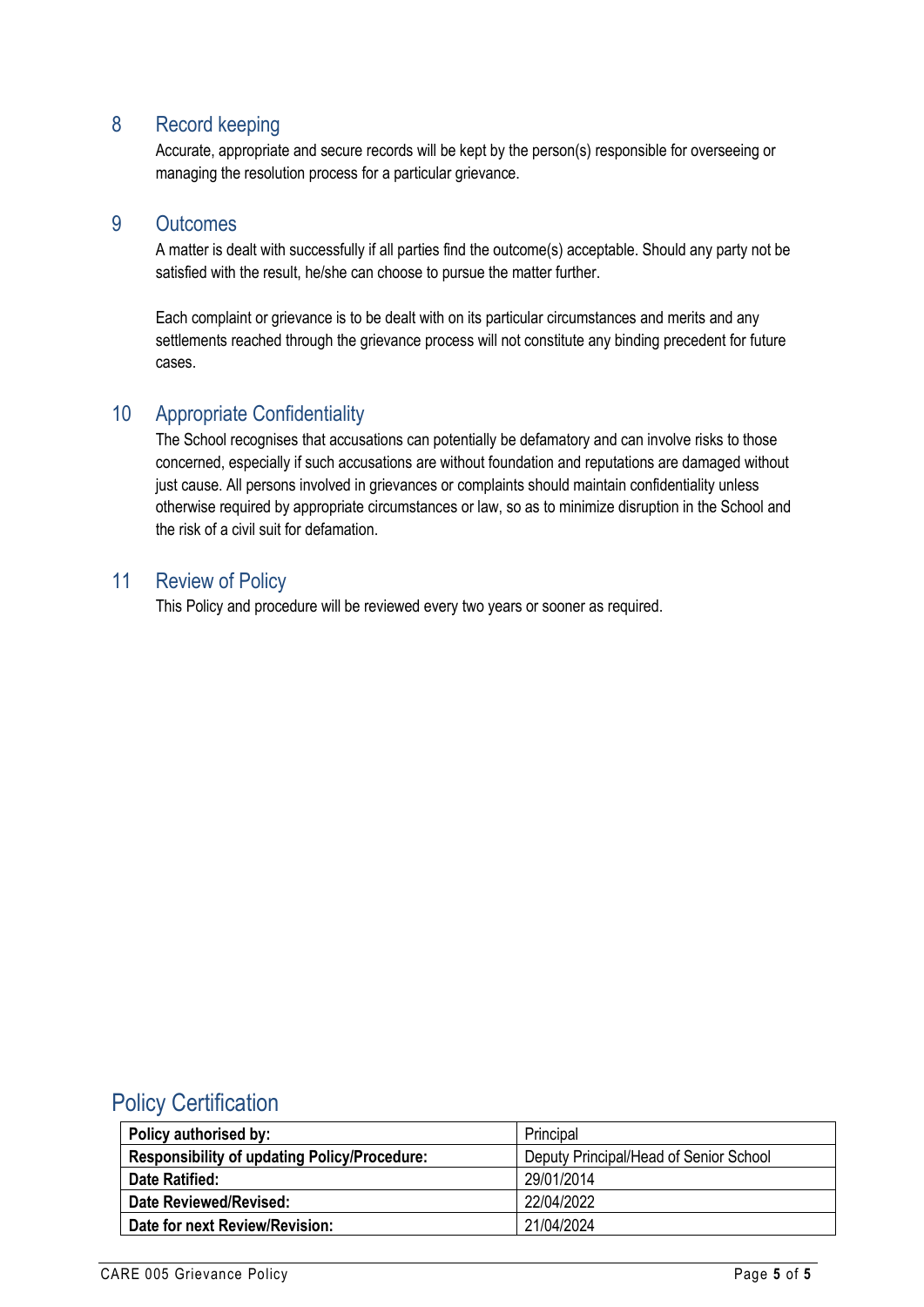## 8 Record keeping

Accurate, appropriate and secure records will be kept by the person(s) responsible for overseeing or managing the resolution process for a particular grievance.

## 9 Outcomes

A matter is dealt with successfully if all parties find the outcome(s) acceptable. Should any party not be satisfied with the result, he/she can choose to pursue the matter further.

Each complaint or grievance is to be dealt with on its particular circumstances and merits and any settlements reached through the grievance process will not constitute any binding precedent for future cases.

## 10 Appropriate Confidentiality

The School recognises that accusations can potentially be defamatory and can involve risks to those concerned, especially if such accusations are without foundation and reputations are damaged without just cause. All persons involved in grievances or complaints should maintain confidentiality unless otherwise required by appropriate circumstances or law, so as to minimize disruption in the School and the risk of a civil suit for defamation.

## 11 Review of Policy

This Policy and procedure will be reviewed every two years or sooner as required.

## Policy Certification

| | |
|---|---|
| **Policy authorised by:** | Principal |
| **Responsibility of updating Policy/Procedure:** | Deputy Principal/Head of Senior School |
| **Date Ratified:** | 29/01/2014 |
| **Date Reviewed/Revised:** | 22/04/2022 |
| **Date for next Review/Revision:** | 21/04/2024 |